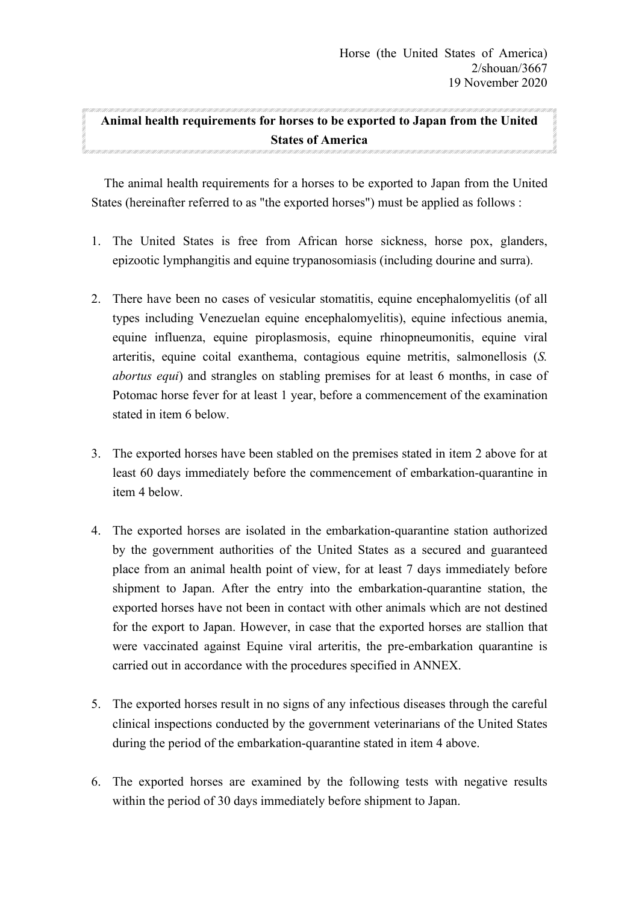Horse (the United States of America)
2/shouan/3667
19 November 2020

**Animal health requirements for horses to be exported to Japan from the United States of America**

The animal health requirements for a horses to be exported to Japan from the United States (hereinafter referred to as "the exported horses") must be applied as follows :

1. The United States is free from African horse sickness, horse pox, glanders, epizootic lymphangitis and equine trypanosomiasis (including dourine and surra).

2. There have been no cases of vesicular stomatitis, equine encephalomyelitis (of all types including Venezuelan equine encephalomyelitis), equine infectious anemia, equine influenza, equine piroplasmosis, equine rhinopneumonitis, equine viral arteritis, equine coital exanthema, contagious equine metritis, salmonellosis (*S. abortus equi*) and strangles on stabling premises for at least 6 months, in case of Potomac horse fever for at least 1 year, before a commencement of the examination stated in item 6 below.

3. The exported horses have been stabled on the premises stated in item 2 above for at least 60 days immediately before the commencement of embarkation-quarantine in item 4 below.

4. The exported horses are isolated in the embarkation-quarantine station authorized by the government authorities of the United States as a secured and guaranteed place from an animal health point of view, for at least 7 days immediately before shipment to Japan. After the entry into the embarkation-quarantine station, the exported horses have not been in contact with other animals which are not destined for the export to Japan. However, in case that the exported horses are stallion that were vaccinated against Equine viral arteritis, the pre-embarkation quarantine is carried out in accordance with the procedures specified in ANNEX.

5. The exported horses result in no signs of any infectious diseases through the careful clinical inspections conducted by the government veterinarians of the United States during the period of the embarkation-quarantine stated in item 4 above.

6. The exported horses are examined by the following tests with negative results within the period of 30 days immediately before shipment to Japan.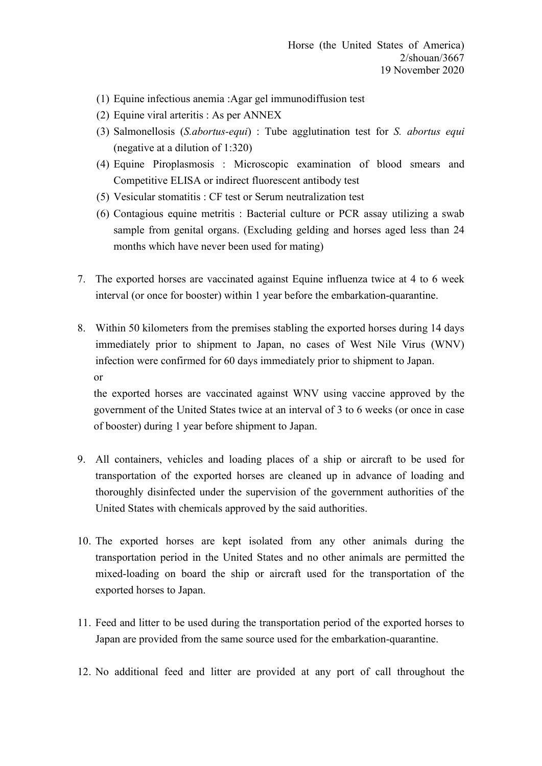(1) Equine infectious anemia :Agar gel immunodiffusion test

(2) Equine viral arteritis : As per ANNEX

(3) Salmonellosis (*S.abortus-equi*) : Tube agglutination test for *S. abortus equi* (negative at a dilution of 1:320)

(4) Equine Piroplasmosis : Microscopic examination of blood smears and Competitive ELISA or indirect fluorescent antibody test

(5) Vesicular stomatitis : CF test or Serum neutralization test

(6) Contagious equine metritis : Bacterial culture or PCR assay utilizing a swab sample from genital organs. (Excluding gelding and horses aged less than 24 months which have never been used for mating)

7. The exported horses are vaccinated against Equine influenza twice at 4 to 6 week interval (or once for booster) within 1 year before the embarkation-quarantine.

8. Within 50 kilometers from the premises stabling the exported horses during 14 days immediately prior to shipment to Japan, no cases of West Nile Virus (WNV) infection were confirmed for 60 days immediately prior to shipment to Japan.

   or

   the exported horses are vaccinated against WNV using vaccine approved by the government of the United States twice at an interval of 3 to 6 weeks (or once in case of booster) during 1 year before shipment to Japan.

9. All containers, vehicles and loading places of a ship or aircraft to be used for transportation of the exported horses are cleaned up in advance of loading and thoroughly disinfected under the supervision of the government authorities of the United States with chemicals approved by the said authorities.

10. The exported horses are kept isolated from any other animals during the transportation period in the United States and no other animals are permitted the mixed-loading on board the ship or aircraft used for the transportation of the exported horses to Japan.

11. Feed and litter to be used during the transportation period of the exported horses to Japan are provided from the same source used for the embarkation-quarantine.

12. No additional feed and litter are provided at any port of call throughout the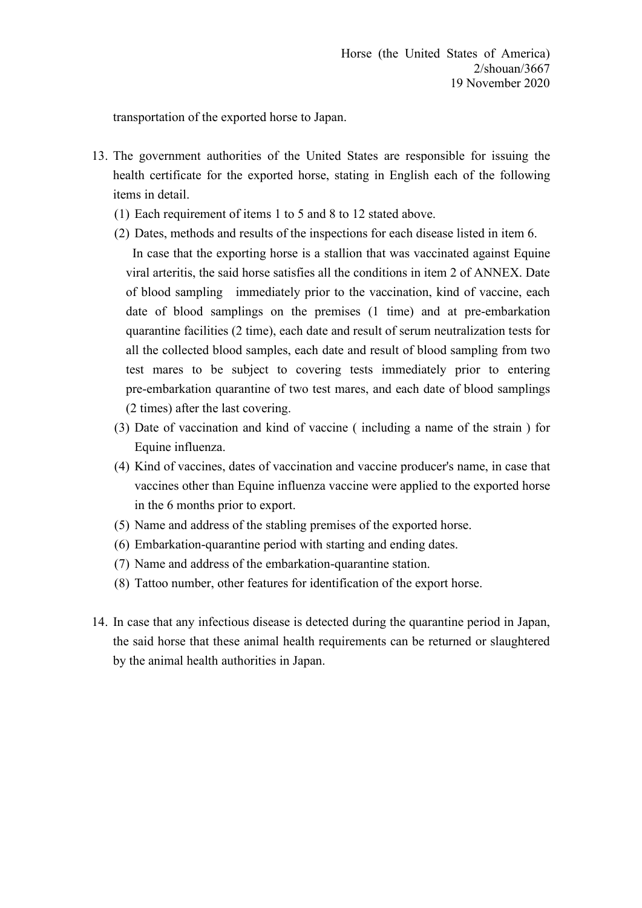transportation of the exported horse to Japan.

13. The government authorities of the United States are responsible for issuing the health certificate for the exported horse, stating in English each of the following items in detail.
    (1) Each requirement of items 1 to 5 and 8 to 12 stated above.
    (2) Dates, methods and results of the inspections for each disease listed in item 6.
    
    In case that the exporting horse is a stallion that was vaccinated against Equine viral arteritis, the said horse satisfies all the conditions in item 2 of ANNEX. Date of blood sampling immediately prior to the vaccination, kind of vaccine, each date of blood samplings on the premises (1 time) and at pre-embarkation quarantine facilities (2 time), each date and result of serum neutralization tests for all the collected blood samples, each date and result of blood sampling from two test mares to be subject to covering tests immediately prior to entering pre-embarkation quarantine of two test mares, and each date of blood samplings (2 times) after the last covering.
    
    (3) Date of vaccination and kind of vaccine ( including a name of the strain ) for Equine influenza.
    (4) Kind of vaccines, dates of vaccination and vaccine producer's name, in case that vaccines other than Equine influenza vaccine were applied to the exported horse in the 6 months prior to export.
    (5) Name and address of the stabling premises of the exported horse.
    (6) Embarkation-quarantine period with starting and ending dates.
    (7) Name and address of the embarkation-quarantine station.
    (8) Tattoo number, other features for identification of the export horse.

14. In case that any infectious disease is detected during the quarantine period in Japan, the said horse that these animal health requirements can be returned or slaughtered by the animal health authorities in Japan.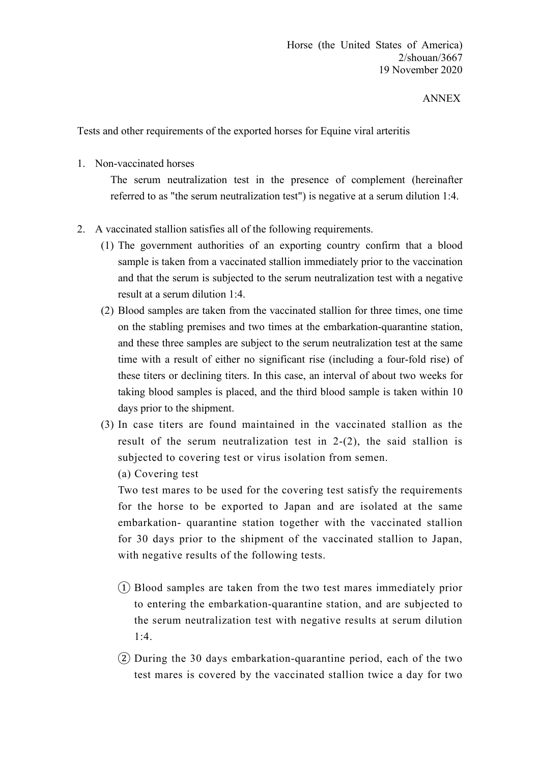Horse (the United States of America)
2/shouan/3667
19 November 2020

ANNEX

Tests and other requirements of the exported horses for Equine viral arteritis

1. Non-vaccinated horses

   The serum neutralization test in the presence of complement (hereinafter referred to as "the serum neutralization test") is negative at a serum dilution 1:4.

2. A vaccinated stallion satisfies all of the following requirements.

   (1) The government authorities of an exporting country confirm that a blood sample is taken from a vaccinated stallion immediately prior to the vaccination and that the serum is subjected to the serum neutralization test with a negative result at a serum dilution 1:4.

   (2) Blood samples are taken from the vaccinated stallion for three times, one time on the stabling premises and two times at the embarkation-quarantine station, and these three samples are subject to the serum neutralization test at the same time with a result of either no significant rise (including a four-fold rise) of these titers or declining titers. In this case, an interval of about two weeks for taking blood samples is placed, and the third blood sample is taken within 10 days prior to the shipment.

   (3) In case titers are found maintained in the vaccinated stallion as the result of the serum neutralization test in 2-(2), the said stallion is subjected to covering test or virus isolation from semen.

   (a) Covering test

   Two test mares to be used for the covering test satisfy the requirements for the horse to be exported to Japan and are isolated at the same embarkation- quarantine station together with the vaccinated stallion for 30 days prior to the shipment of the vaccinated stallion to Japan, with negative results of the following tests.

   ① Blood samples are taken from the two test mares immediately prior to entering the embarkation-quarantine station, and are subjected to the serum neutralization test with negative results at serum dilution 1:4.

   ② During the 30 days embarkation-quarantine period, each of the two test mares is covered by the vaccinated stallion twice a day for two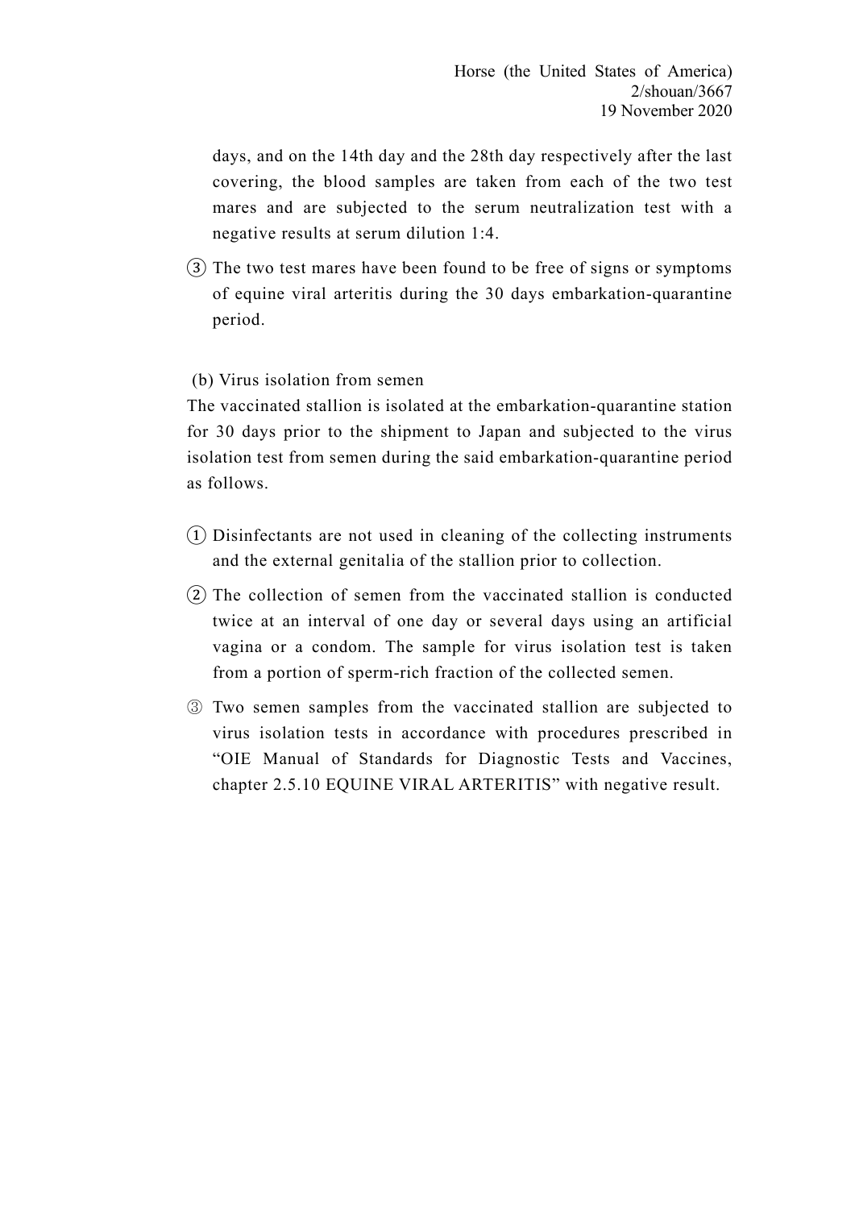days, and on the 14th day and the 28th day respectively after the last covering, the blood samples are taken from each of the two test mares and are subjected to the serum neutralization test with a negative results at serum dilution 1:4.

③ The two test mares have been found to be free of signs or symptoms of equine viral arteritis during the 30 days embarkation-quarantine period.

(b) Virus isolation from semen

The vaccinated stallion is isolated at the embarkation-quarantine station for 30 days prior to the shipment to Japan and subjected to the virus isolation test from semen during the said embarkation-quarantine period as follows.

① Disinfectants are not used in cleaning of the collecting instruments and the external genitalia of the stallion prior to collection.

② The collection of semen from the vaccinated stallion is conducted twice at an interval of one day or several days using an artificial vagina or a condom. The sample for virus isolation test is taken from a portion of sperm-rich fraction of the collected semen.

③ Two semen samples from the vaccinated stallion are subjected to virus isolation tests in accordance with procedures prescribed in "OIE Manual of Standards for Diagnostic Tests and Vaccines, chapter 2.5.10 EQUINE VIRAL ARTERITIS" with negative result.